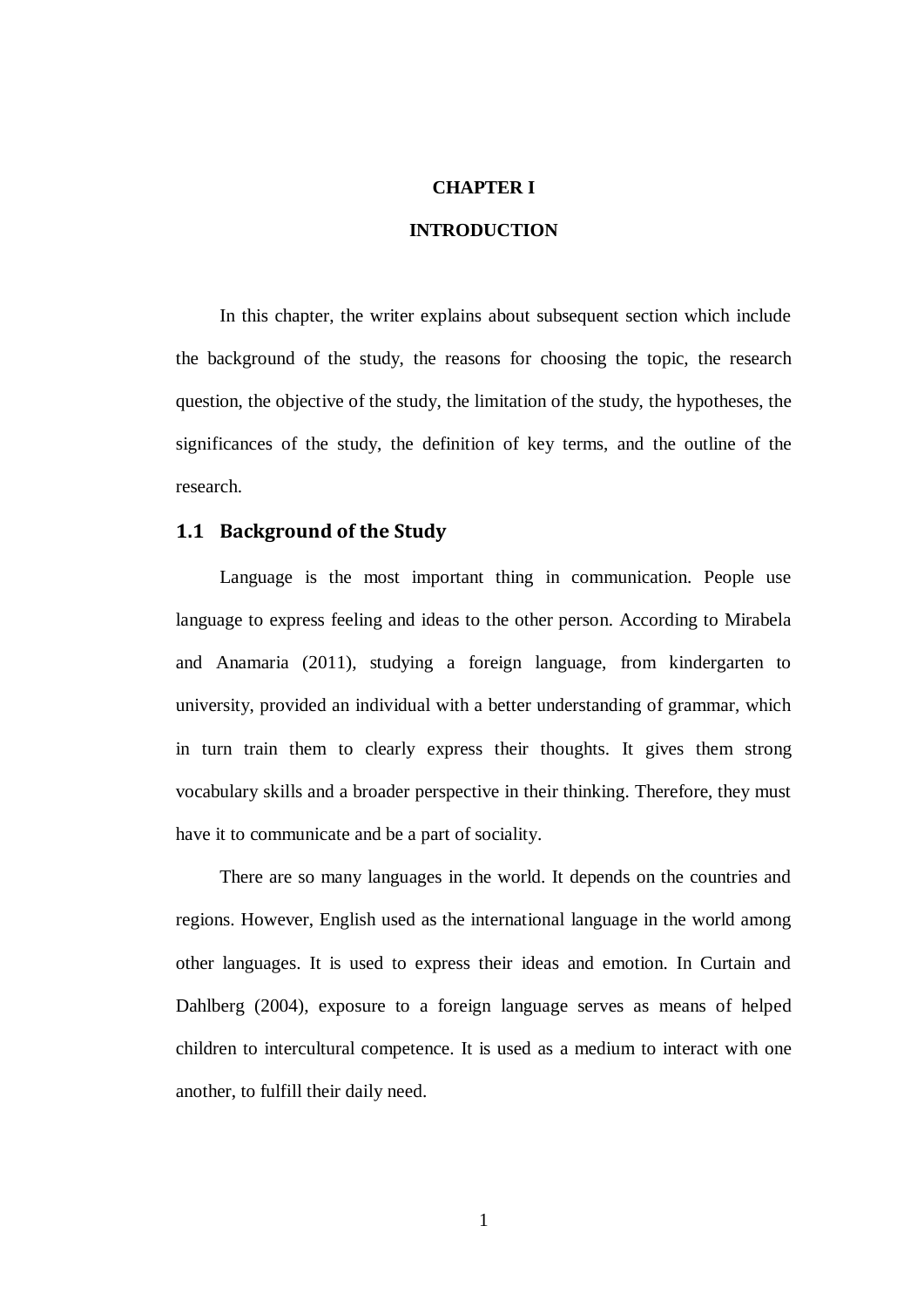# CHAPTER I

# INTRODUCTION

In this chapter, the writer explains about subsequent section which include the background of the study, the reasons for choosing the topic, the research question, the objective of the study, the limitation of the study, the hypotheses, the significances of the study, the definition of key terms, and the outline of the research.

## 1.1 Background of the Study

Language is the most important thing in communication. People use language to express feeling and ideas to the other person. According to Mirabela and Anamaria (2011), studying a foreign language, from kindergarten to university, provided an individual with a better understanding of grammar, which in turn train them to clearly express their thoughts. It gives them strong vocabulary skills and a broader perspective in their thinking. Therefore, they must have it to communicate and be a part of sociality.

There are so many languages in the world. It depends on the countries and regions. However, English used as the international language in the world among other languages. It is used to express their ideas and emotion. In Curtain and Dahlberg (2004), exposure to a foreign language serves as means of helped children to intercultural competence. It is used as a medium to interact with one another, to fulfill their daily need.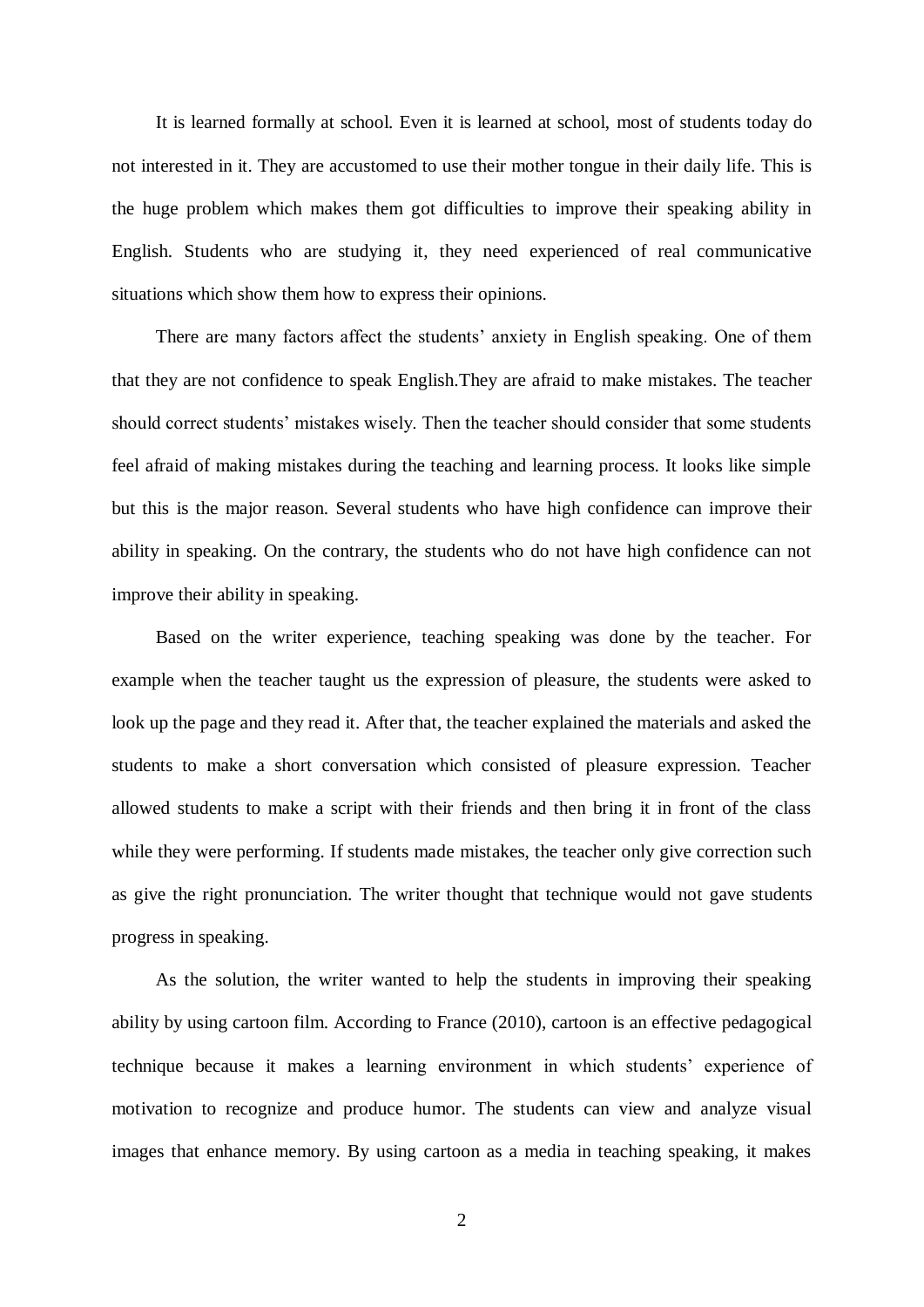It is learned formally at school. Even it is learned at school, most of students today do not interested in it. They are accustomed to use their mother tongue in their daily life. This is the huge problem which makes them got difficulties to improve their speaking ability in English. Students who are studying it, they need experienced of real communicative situations which show them how to express their opinions.

There are many factors affect the students' anxiety in English speaking. One of them that they are not confidence to speak English.They are afraid to make mistakes. The teacher should correct students' mistakes wisely. Then the teacher should consider that some students feel afraid of making mistakes during the teaching and learning process. It looks like simple but this is the major reason. Several students who have high confidence can improve their ability in speaking. On the contrary, the students who do not have high confidence can not improve their ability in speaking.

Based on the writer experience, teaching speaking was done by the teacher. For example when the teacher taught us the expression of pleasure, the students were asked to look up the page and they read it. After that, the teacher explained the materials and asked the students to make a short conversation which consisted of pleasure expression. Teacher allowed students to make a script with their friends and then bring it in front of the class while they were performing. If students made mistakes, the teacher only give correction such as give the right pronunciation. The writer thought that technique would not gave students progress in speaking.

As the solution, the writer wanted to help the students in improving their speaking ability by using cartoon film. According to France (2010), cartoon is an effective pedagogical technique because it makes a learning environment in which students' experience of motivation to recognize and produce humor. The students can view and analyze visual images that enhance memory. By using cartoon as a media in teaching speaking, it makes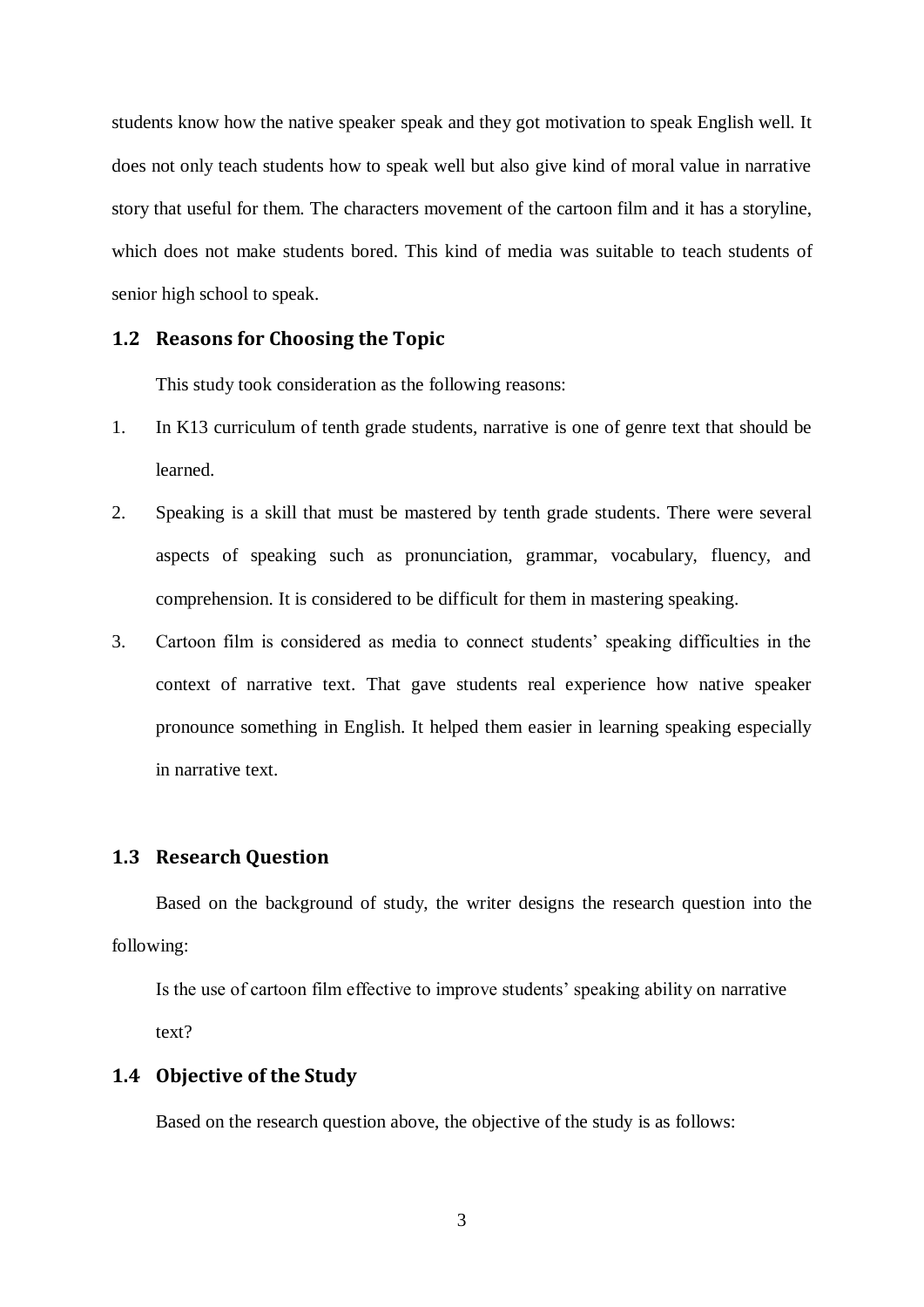students know how the native speaker speak and they got motivation to speak English well. It does not only teach students how to speak well but also give kind of moral value in narrative story that useful for them. The characters movement of the cartoon film and it has a storyline, which does not make students bored. This kind of media was suitable to teach students of senior high school to speak.

## 1.2 Reasons for Choosing the Topic

This study took consideration as the following reasons:

1. In K13 curriculum of tenth grade students, narrative is one of genre text that should be learned.
2. Speaking is a skill that must be mastered by tenth grade students. There were several aspects of speaking such as pronunciation, grammar, vocabulary, fluency, and comprehension. It is considered to be difficult for them in mastering speaking.
3. Cartoon film is considered as media to connect students' speaking difficulties in the context of narrative text. That gave students real experience how native speaker pronounce something in English. It helped them easier in learning speaking especially in narrative text.

## 1.3 Research Question

Based on the background of study, the writer designs the research question into the following:

Is the use of cartoon film effective to improve students' speaking ability on narrative text?

## 1.4 Objective of the Study

Based on the research question above, the objective of the study is as follows: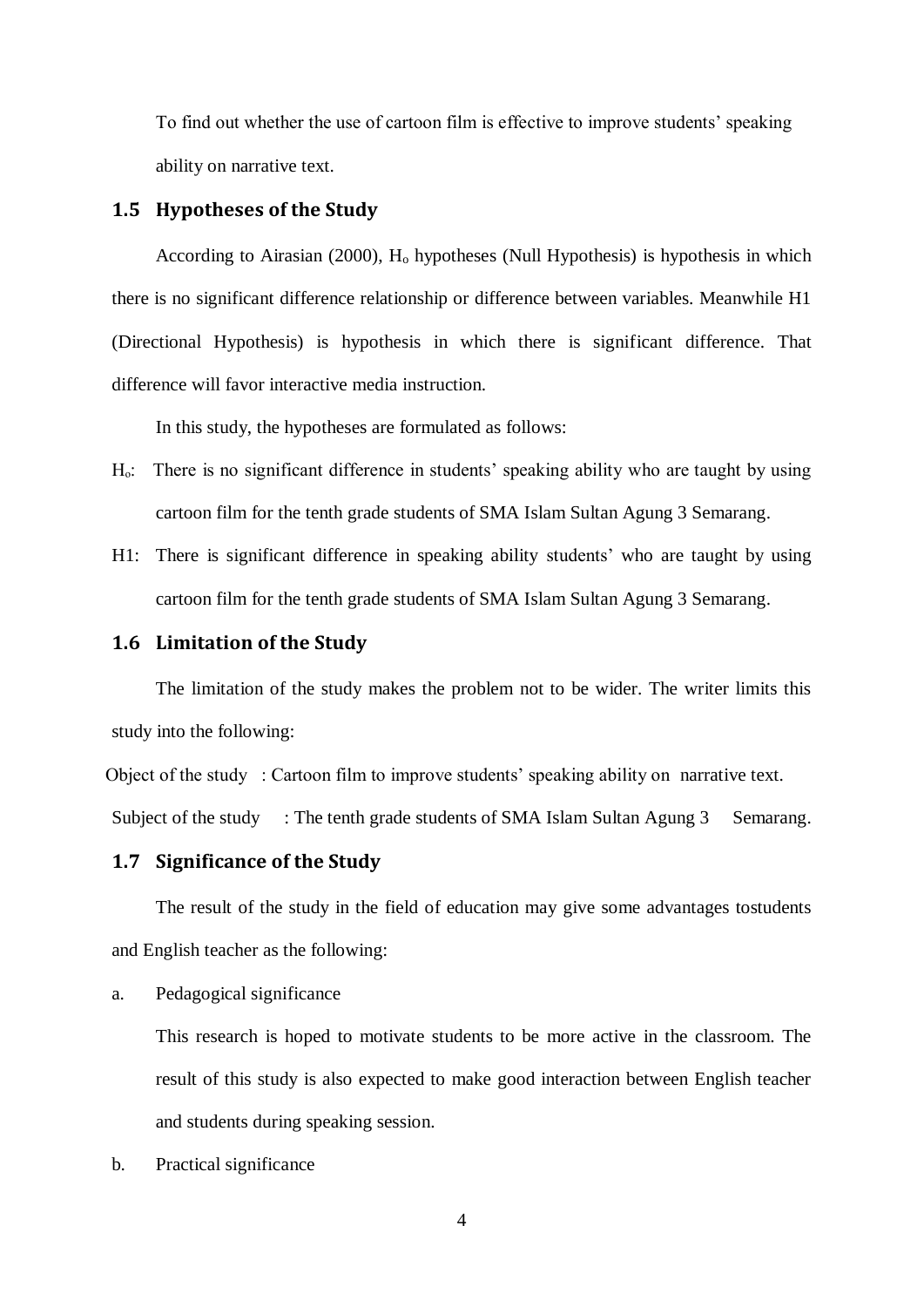To find out whether the use of cartoon film is effective to improve students' speaking ability on narrative text.

## 1.5 Hypotheses of the Study

According to Airasian (2000), $H_o$ hypotheses (Null Hypothesis) is hypothesis in which there is no significant difference relationship or difference between variables. Meanwhile H1 (Directional Hypothesis) is hypothesis in which there is significant difference. That difference will favor interactive media instruction.

In this study, the hypotheses are formulated as follows:

$H_o$: There is no significant difference in students' speaking ability who are taught by using cartoon film for the tenth grade students of SMA Islam Sultan Agung 3 Semarang.

H1: There is significant difference in speaking ability students' who are taught by using cartoon film for the tenth grade students of SMA Islam Sultan Agung 3 Semarang.

## 1.6 Limitation of the Study

The limitation of the study makes the problem not to be wider. The writer limits this study into the following:

Object of the study : Cartoon film to improve students' speaking ability on narrative text.

Subject of the study : The tenth grade students of SMA Islam Sultan Agung 3 Semarang.

## 1.7 Significance of the Study

The result of the study in the field of education may give some advantages tostudents and English teacher as the following:

a. Pedagogical significance

This research is hoped to motivate students to be more active in the classroom. The result of this study is also expected to make good interaction between English teacher and students during speaking session.

b. Practical significance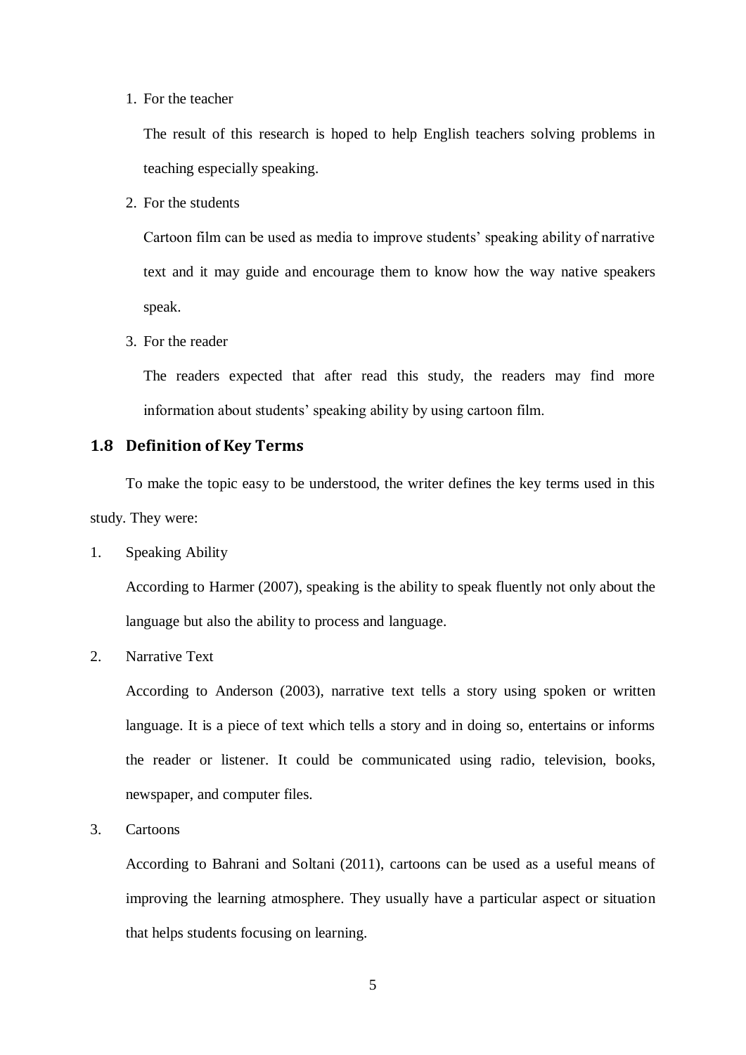1. For the teacher

   The result of this research is hoped to help English teachers solving problems in teaching especially speaking.

2. For the students

   Cartoon film can be used as media to improve students' speaking ability of narrative text and it may guide and encourage them to know how the way native speakers speak.

3. For the reader

   The readers expected that after read this study, the readers may find more information about students' speaking ability by using cartoon film.

## 1.8 Definition of Key Terms

To make the topic easy to be understood, the writer defines the key terms used in this study. They were:

1. Speaking Ability

   According to Harmer (2007), speaking is the ability to speak fluently not only about the language but also the ability to process and language.

2. Narrative Text

   According to Anderson (2003), narrative text tells a story using spoken or written language. It is a piece of text which tells a story and in doing so, entertains or informs the reader or listener. It could be communicated using radio, television, books, newspaper, and computer files.

3. Cartoons

   According to Bahrani and Soltani (2011), cartoons can be used as a useful means of improving the learning atmosphere. They usually have a particular aspect or situation that helps students focusing on learning.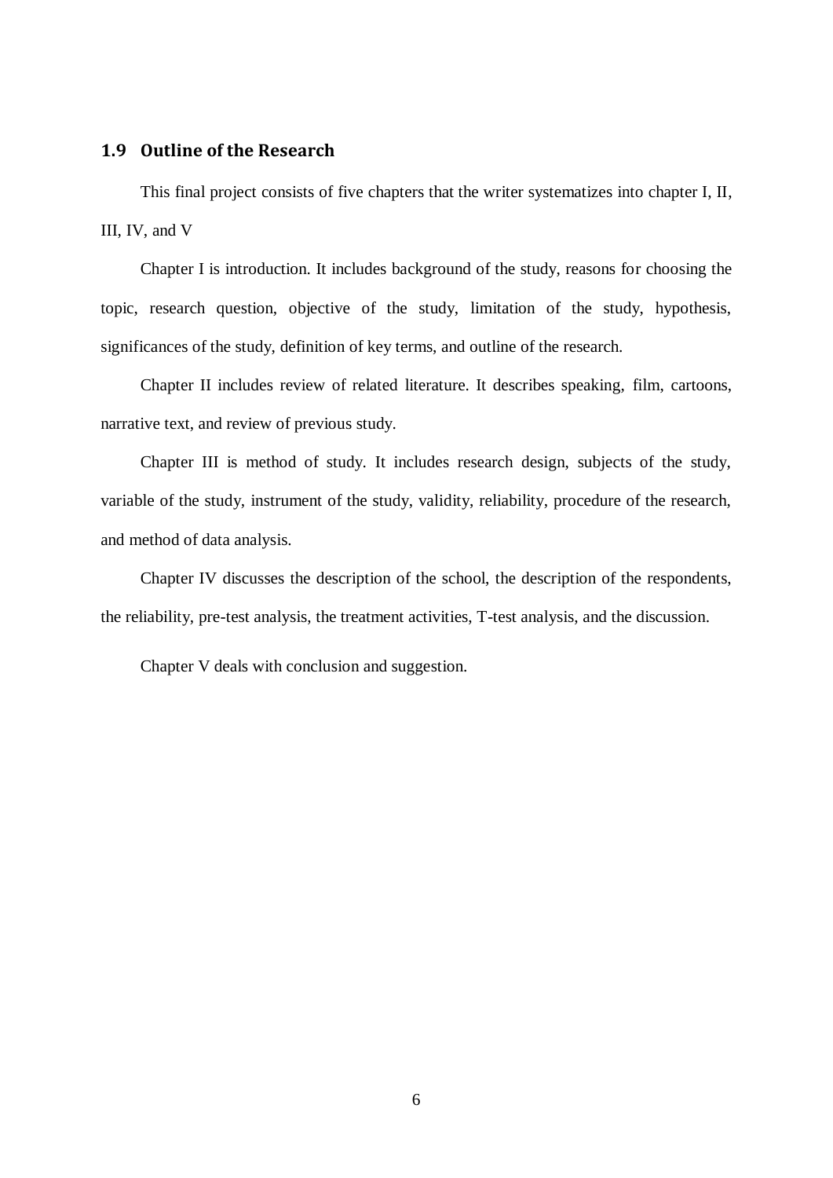## 1.9 Outline of the Research

This final project consists of five chapters that the writer systematizes into chapter I, II, III, IV, and V

Chapter I is introduction. It includes background of the study, reasons for choosing the topic, research question, objective of the study, limitation of the study, hypothesis, significances of the study, definition of key terms, and outline of the research.

Chapter II includes review of related literature. It describes speaking, film, cartoons, narrative text, and review of previous study.

Chapter III is method of study. It includes research design, subjects of the study, variable of the study, instrument of the study, validity, reliability, procedure of the research, and method of data analysis.

Chapter IV discusses the description of the school, the description of the respondents, the reliability, pre-test analysis, the treatment activities, T-test analysis, and the discussion.

Chapter V deals with conclusion and suggestion.